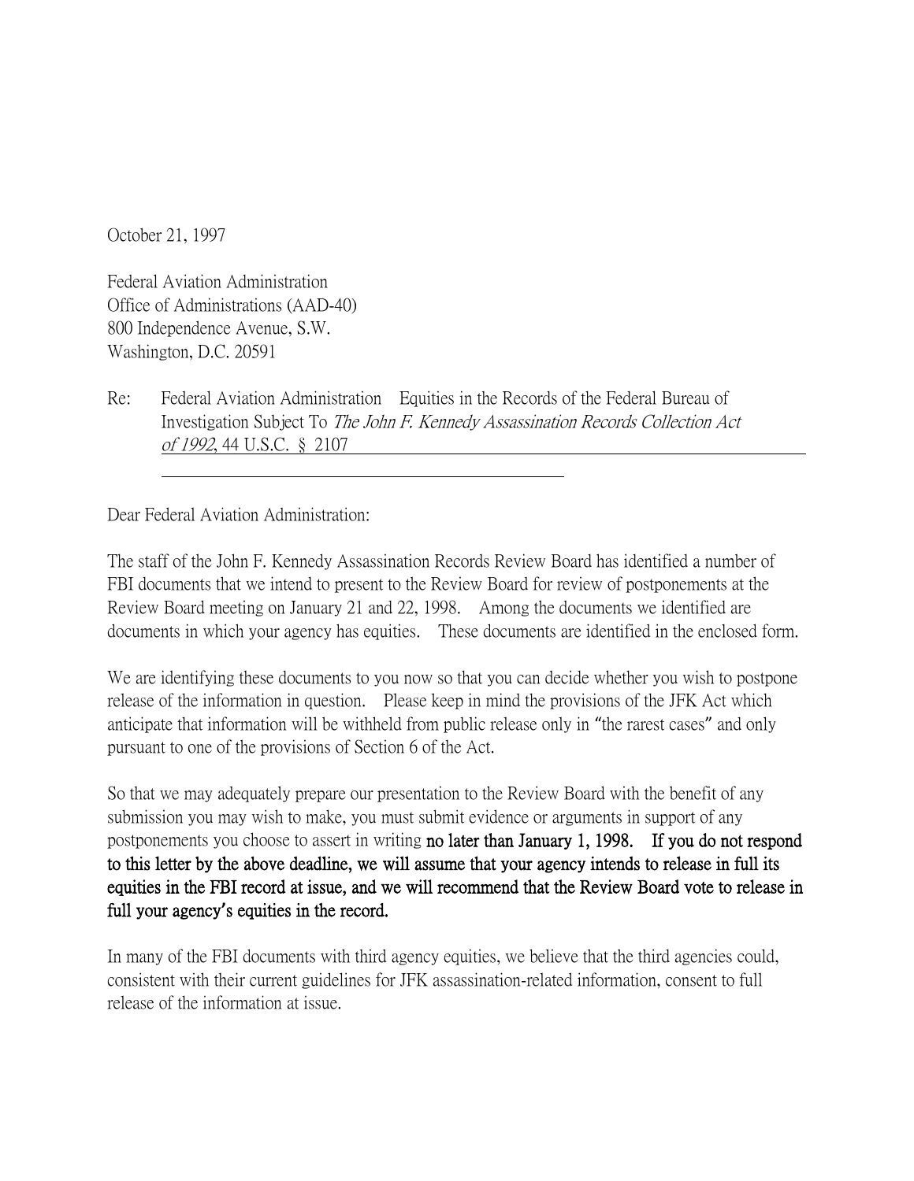October 21, 1997

Federal Aviation Administration
Office of Administrations (AAD-40)
800 Independence Avenue, S.W.
Washington, D.C. 20591

Re: Federal Aviation Administration Equities in the Records of the Federal Bureau of Investigation Subject To *The John F. Kennedy Assassination Records Collection Act of 1992*, 44 U.S.C. § 2107

Dear Federal Aviation Administration:

The staff of the John F. Kennedy Assassination Records Review Board has identified a number of FBI documents that we intend to present to the Review Board for review of postponements at the Review Board meeting on January 21 and 22, 1998. Among the documents we identified are documents in which your agency has equities. These documents are identified in the enclosed form.

We are identifying these documents to you now so that you can decide whether you wish to postpone release of the information in question. Please keep in mind the provisions of the JFK Act which anticipate that information will be withheld from public release only in "the rarest cases" and only pursuant to one of the provisions of Section 6 of the Act.

So that we may adequately prepare our presentation to the Review Board with the benefit of any submission you may wish to make, you must submit evidence or arguments in support of any postponements you choose to assert in writing **no later than January 1, 1998. If you do not respond to this letter by the above deadline, we will assume that your agency intends to release in full its equities in the FBI record at issue, and we will recommend that the Review Board vote to release in full your agency's equities in the record.**

In many of the FBI documents with third agency equities, we believe that the third agencies could, consistent with their current guidelines for JFK assassination-related information, consent to full release of the information at issue.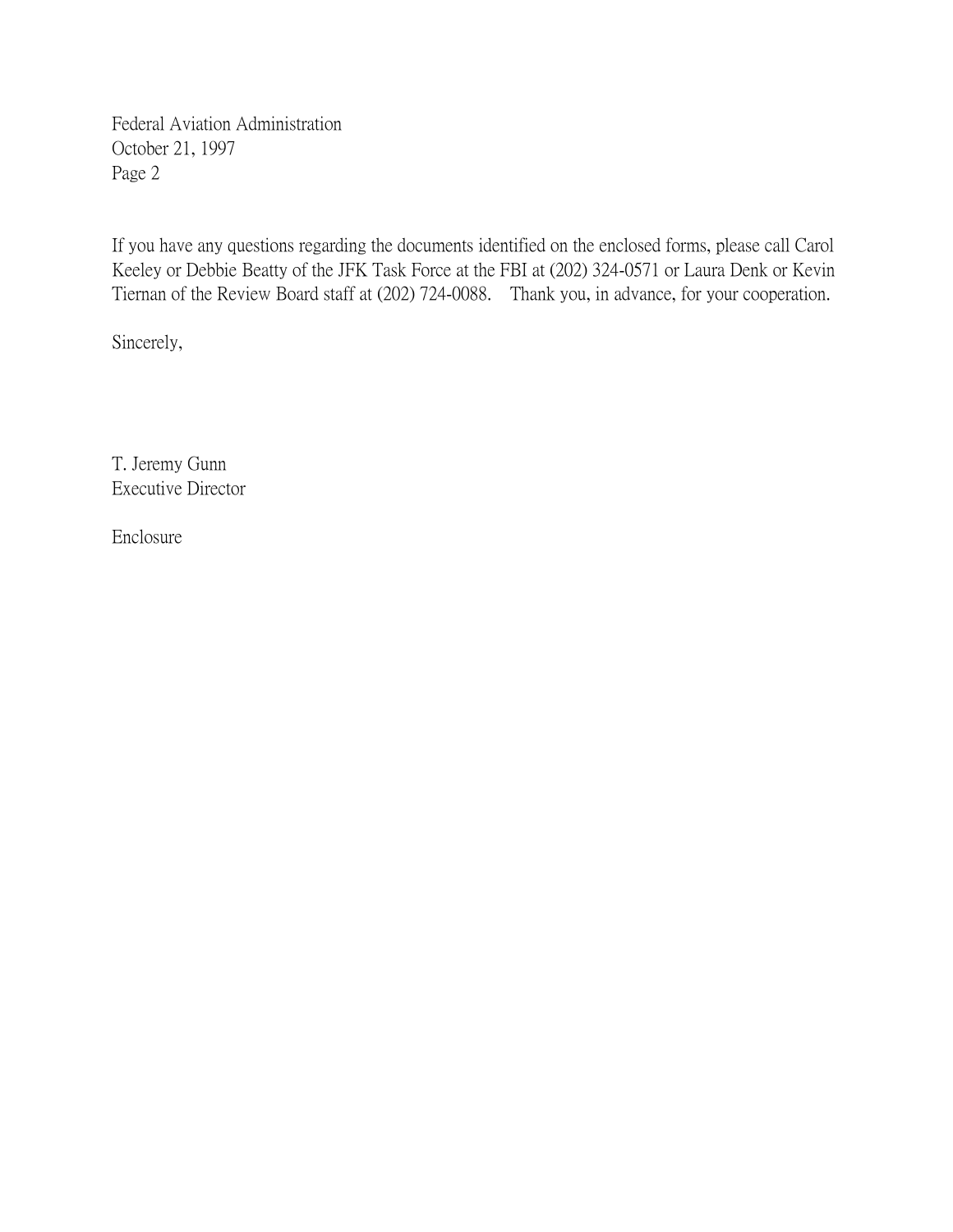Federal Aviation Administration
October 21, 1997
Page 2

If you have any questions regarding the documents identified on the enclosed forms, please call Carol Keeley or Debbie Beatty of the JFK Task Force at the FBI at (202) 324-0571 or Laura Denk or Kevin Tiernan of the Review Board staff at (202) 724-0088. Thank you, in advance, for your cooperation.

Sincerely,

T. Jeremy Gunn
Executive Director

Enclosure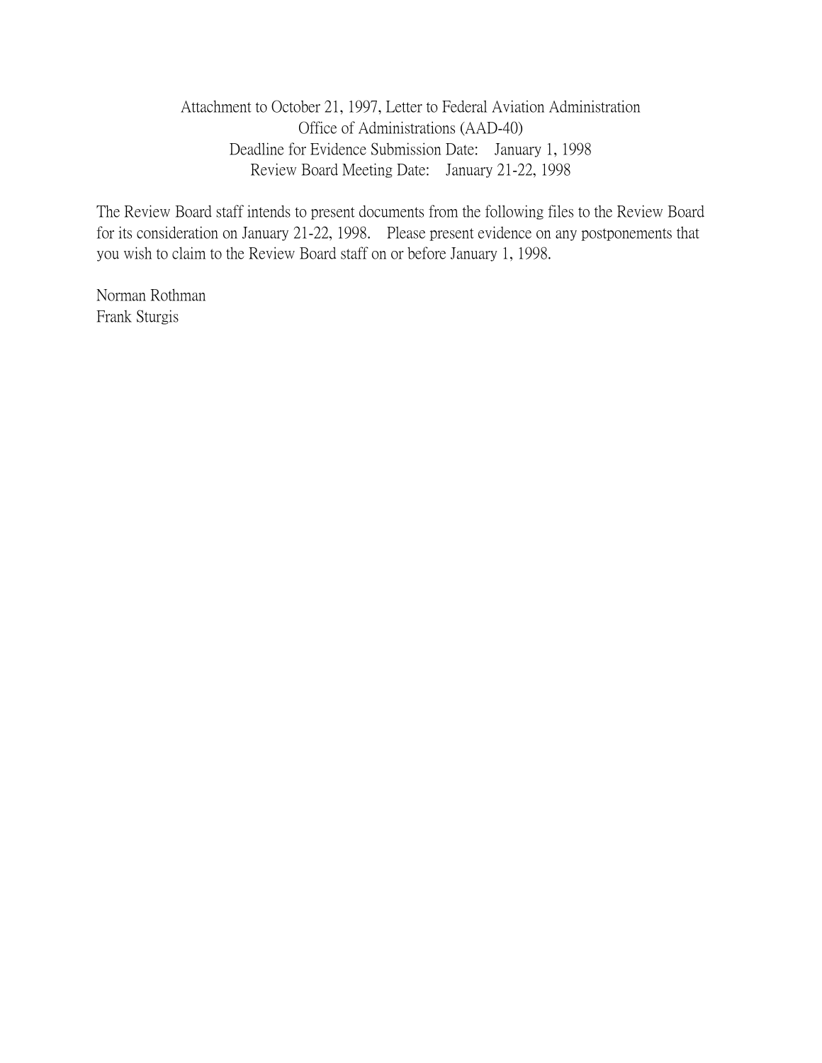Attachment to October 21, 1997, Letter to Federal Aviation Administration
Office of Administrations (AAD-40)
Deadline for Evidence Submission Date: January 1, 1998
Review Board Meeting Date: January 21-22, 1998

The Review Board staff intends to present documents from the following files to the Review Board for its consideration on January 21-22, 1998. Please present evidence on any postponements that you wish to claim to the Review Board staff on or before January 1, 1998.

Norman Rothman
Frank Sturgis